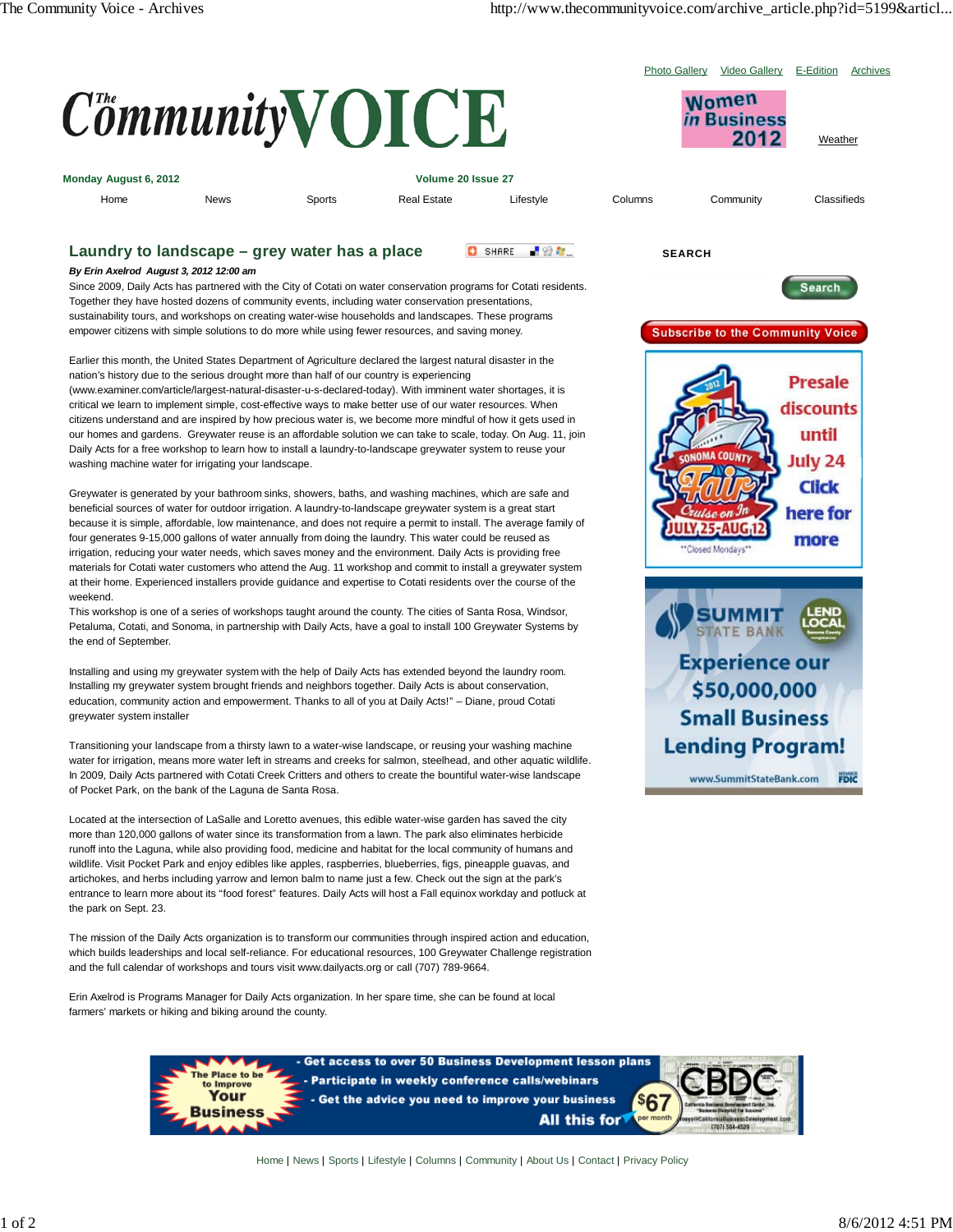# Laundry to landscape – grey water has a place

***By Erin Axelrod August 3, 2012 12:00 am***

Since 2009, Daily Acts has partnered with the City of Cotati on water conservation programs for Cotati residents. Together they have hosted dozens of community events, including water conservation presentations, sustainability tours, and workshops on creating water-wise households and landscapes. These programs empower citizens with simple solutions to do more while using fewer resources, and saving money.

Earlier this month, the United States Department of Agriculture declared the largest natural disaster in the nation's history due to the serious drought more than half of our country is experiencing (www.examiner.com/article/largest-natural-disaster-is-declared-today). With imminent water shortages, it is critical we learn to implement simple, cost-effective ways to make better use of our water resources. When citizens understand and are inspired by how precious water is, we become more mindful of how it gets used in our homes and gardens. Greywater reuse is an affordable solution we can take to scale, today. On Aug. 11, join Daily Acts for a free workshop to learn how to install a laundry-to-landscape greywater system to reuse your washing machine water for irrigating your landscape.

Greywater is generated by your bathroom sinks, showers, baths, and washing machines, which are safe and beneficial sources of water for outdoor irrigation. A laundry-to-landscape greywater system is a great start because it is simple, affordable, low maintenance, and does not require a permit to install. The average family of four generates 9-15,000 gallons of water annually from doing the laundry. This water could be reused as irrigation, reducing your water needs, which saves money and the environment. Daily Acts is providing free materials for Cotati water customers who attend the Aug. 11 workshop and commit to install a greywater system at their home. Experienced installers provide guidance and expertise to Cotati residents over the course of the weekend.

This workshop is one of a series of workshops taught around the county. The cities of Santa Rosa, Windsor, Petaluma, Cotati, and Sonoma, in partnership with Daily Acts, have a goal to install 100 Greywater Systems by the end of September.

Installing and using my greywater system with the help of Daily Acts has extended beyond the laundry room. Installing my greywater system brought friends and neighbors together. Daily Acts is about conservation, education, community action and empowerment. Thanks to all of you at Daily Acts!" – Diane, proud Cotati greywater system installer

Transitioning your landscape from a thirsty lawn to a water-wise landscape, or reusing your washing machine water for irrigation, means more water left in streams and creeks for salmon, steelhead, and other aquatic wildlife. In 2009, Daily Acts partnered with Cotati Creek Critters and others to create the bountiful water-wise landscape of Pocket Park, on the bank of the Laguna de Santa Rosa.

Located at the intersection of LaSalle and Loretto avenues, this edible water-wise garden has saved the city more than 120,000 gallons of water since its transformation from a lawn. The park also eliminates herbicide runoff into the Laguna, while also providing food, medicine and habitat for the local community of humans and wildlife. Visit Pocket Park and enjoy edibles like apples, raspberries, blueberries, figs, pineapple guavas, and artichokes, and herbs including yarrow and lemon balm to name just a few. Check out the sign at the park's entrance to learn more about its "food forest" features. Daily Acts will host a Fall equinox workday and potluck at the park on Sept. 23.

The mission of the Daily Acts organization is to transform our communities through inspired action and education, which builds leaderships and local self-reliance. For educational resources, 100 Greywater Challenge registration and the full calendar of workshops and tours visit www.dailyacts.org or call (707) 789-9664.

Erin Axelrod is Programs Manager for Daily Acts organization. In her spare time, she can be found at local farmers' markets or hiking and biking around the county.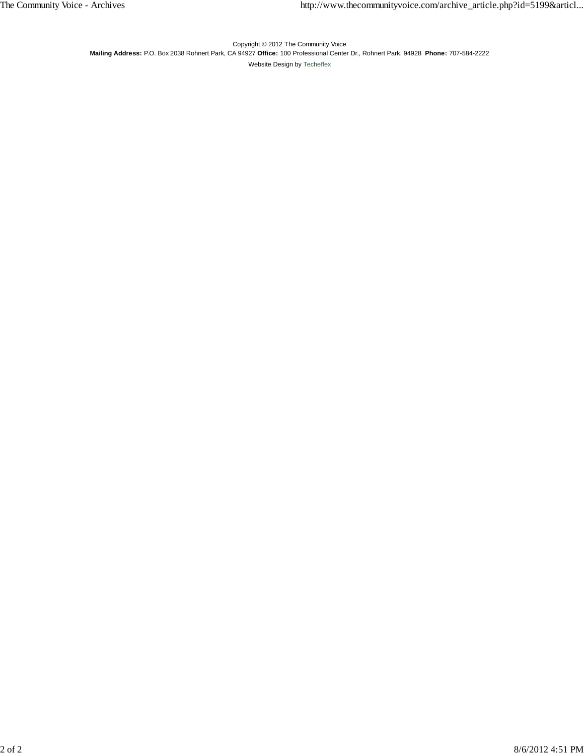Copyright © 2012 The Community Voice

**Mailing Address:** P.O. Box 2038 Rohnert Park, CA 94927 **Office:** 100 Professional Center Dr., Rohnert Park, 94928 **Phone:** 707-584-2222

Website Design by Techeffex